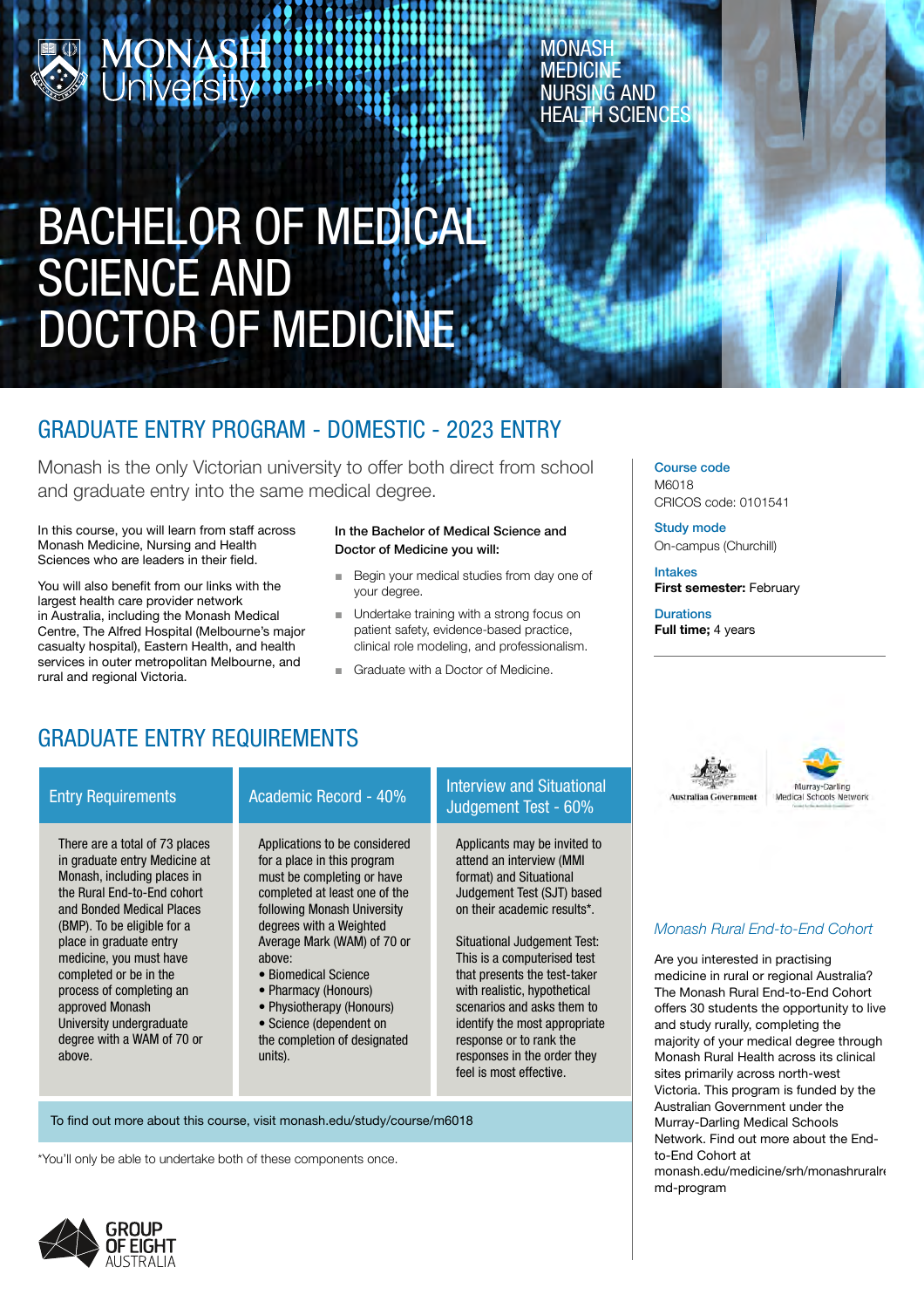MONASH University

MONASH MEDICINE NURSING AND HEALTH SCIENCES

# BACHELOR OF MEDICAL SCIENCE AND DOCTOR OF MEDICINE

## GRADUATE ENTRY PROGRAM - DOMESTIC - 2023 ENTRY

Monash is the only Victorian university to offer both direct from school and graduate entry into the same medical degree.

In this course, you will learn from staff across Monash Medicine, Nursing and Health Sciences who are leaders in their field.

You will also benefit from our links with the largest health care provider network in Australia, including the Monash Medical Centre, The Alfred Hospital (Melbourne's major casualty hospital), Eastern Health, and health services in outer metropolitan Melbourne, and rural and regional Victoria.

**In the Bachelor of Medical Science and Doctor of Medicine you will:**

- Begin your medical studies from day one of your degree.
- Undertake training with a strong focus on patient safety, evidence-based practice, clinical role modeling, and professionalism.
- Graduate with a Doctor of Medicine.

**Course code**
M6018
CRICOS code: 0101541

**Study mode**
On-campus (Churchill)

**Intakes**
**First semester:** February

**Durations**
**Full time;** 4 years

## GRADUATE ENTRY REQUIREMENTS

| Entry Requirements | Academic Record - 40% | Interview and Situational Judgement Test - 60% |
|---|---|---|
| There are a total of 73 places in graduate entry Medicine at Monash, including places in the Rural End-to-End cohort and Bonded Medical Places (BMP). To be eligible for a place in graduate entry medicine, you must have completed or be in the process of completing an approved Monash University undergraduate degree with a WAM of 70 or above. | Applications to be considered for a place in this program must be completing or have completed at least one of the following Monash University degrees with a Weighted Average Mark (WAM) of 70 or above:<br>• Biomedical Science<br>• Pharmacy (Honours)<br>• Physiotherapy (Honours)<br>• Science (dependent on the completion of designated units). | Applicants may be invited to attend an interview (MMI format) and Situational Judgement Test (SJT) based on their academic results*.<br><br>Situational Judgement Test: This is a computerised test that presents the test-taker with realistic, hypothetical scenarios and asks them to identify the most appropriate response or to rank the responses in the order they feel is most effective. |

To find out more about this course, visit monash.edu/study/course/m6018

*You'll only be able to undertake both of these components once.

Australian Government | Murray-Darling Medical Schools Network

### *Monash Rural End-to-End Cohort*

Are you interested in practising medicine in rural or regional Australia? The Monash Rural End-to-End Cohort offers 30 students the opportunity to live and study rurally, completing the majority of your medical degree through Monash Rural Health across its clinical sites primarily across north-west Victoria. This program is funded by the Australian Government under the Murray-Darling Medical Schools Network. Find out more about the End-to-End Cohort at monash.edu/medicine/srh/monashruralmd-program

GROUP OF EIGHT AUSTRALIA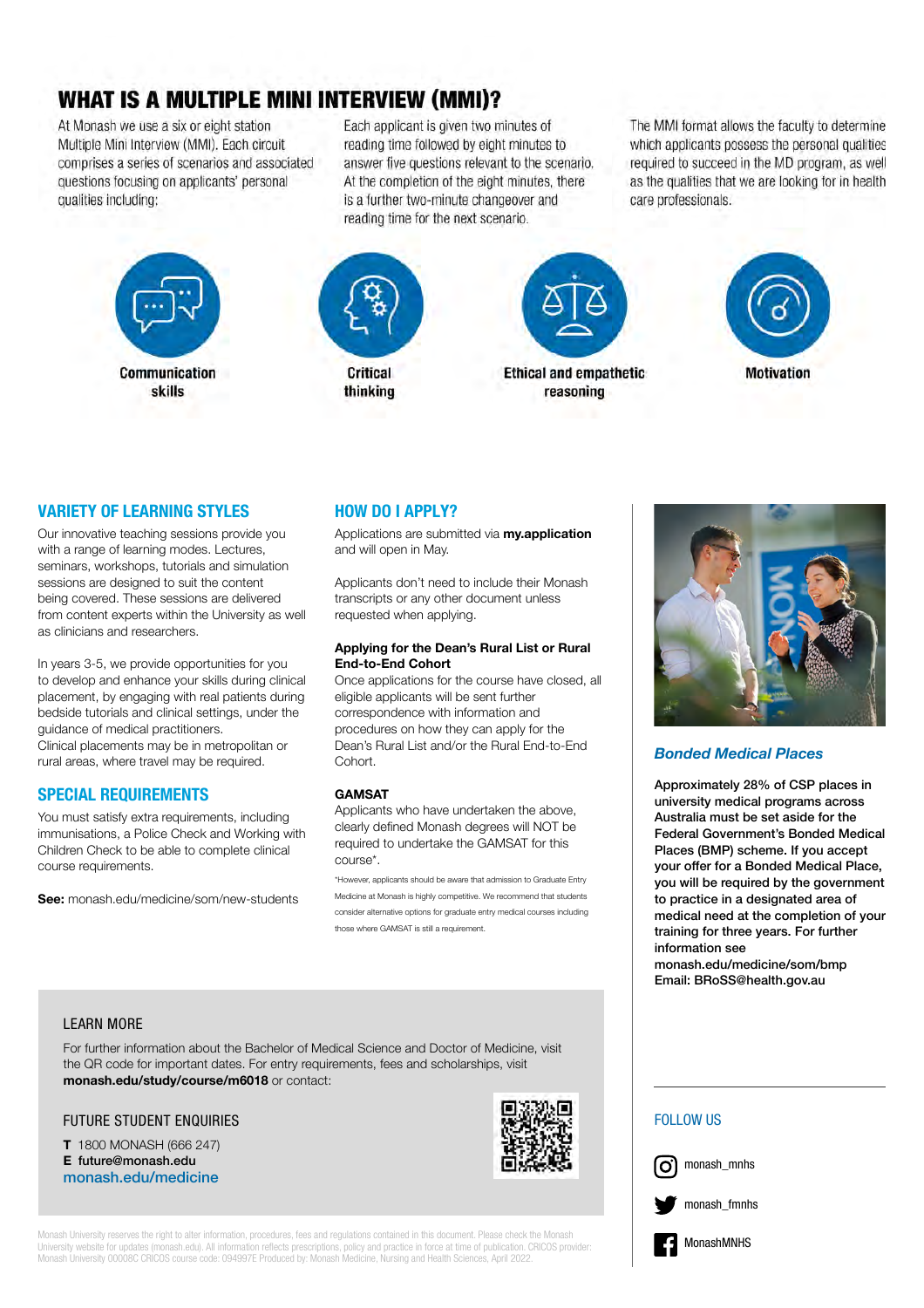# WHAT IS A MULTIPLE MINI INTERVIEW (MMI)?

At Monash we use a six or eight station Multiple Mini Interview (MMI). Each circuit comprises a series of scenarios and associated questions focusing on applicants' personal qualities including:

Each applicant is given two minutes of reading time followed by eight minutes to answer five questions relevant to the scenario. At the completion of the eight minutes, there is a further two-minute changeover and reading time for the next scenario.

The MMI format allows the faculty to determine which applicants possess the personal qualities required to succeed in the MD program, as well as the qualities that we are looking for in health care professionals.

- Communication skills
- Critical thinking
- Ethical and empathetic reasoning
- Motivation

## VARIETY OF LEARNING STYLES

Our innovative teaching sessions provide you with a range of learning modes. Lectures, seminars, workshops, tutorials and simulation sessions are designed to suit the content being covered. These sessions are delivered from content experts within the University as well as clinicians and researchers.

In years 3-5, we provide opportunities for you to develop and enhance your skills during clinical placement, by engaging with real patients during bedside tutorials and clinical settings, under the guidance of medical practitioners.
Clinical placements may be in metropolitan or rural areas, where travel may be required.

## SPECIAL REQUIREMENTS

You must satisfy extra requirements, including immunisations, a Police Check and Working with Children Check to be able to complete clinical course requirements.

**See:** monash.edu/medicine/som/new-students

## HOW DO I APPLY?

Applications are submitted via **my.application** and will open in May.

Applicants don't need to include their Monash transcripts or any other document unless requested when applying.

**Applying for the Dean's Rural List or Rural End-to-End Cohort**

Once applications for the course have closed, all eligible applicants will be sent further correspondence with information and procedures on how they can apply for the Dean's Rural List and/or the Rural End-to-End Cohort.

**GAMSAT**

Applicants who have undertaken the above, clearly defined Monash degrees will NOT be required to undertake the GAMSAT for this course*.

*However, applicants should be aware that admission to Graduate Entry Medicine at Monash is highly competitive. We recommend that students consider alternative options for graduate entry medical courses including those where GAMSAT is still a requirement.

### *Bonded Medical Places*

**Approximately 28% of CSP places in university medical programs across Australia must be set aside for the Federal Government's Bonded Medical Places (BMP) scheme. If you accept your offer for a Bonded Medical Place, you will be required by the government to practice in a designated area of medical need at the completion of your training for three years. For further information see monash.edu/medicine/som/bmp
Email: BRoSS@health.gov.au**

## LEARN MORE

For further information about the Bachelor of Medical Science and Doctor of Medicine, visit the QR code for important dates. For entry requirements, fees and scholarships, visit **monash.edu/study/course/m6018** or contact:

## FUTURE STUDENT ENQUIRIES

**T** 1800 MONASH (666 247)
**E** future@monash.edu
monash.edu/medicine

## FOLLOW US

monash_mnhs
monash_fmnhs
MonashMNHS

Monash University reserves the right to alter information, procedures, fees and regulations contained in this document. Please check the Monash University website for updates (monash.edu). All information reflects prescriptions, policy and practice in force at time of publication. CRICOS provider: Monash University 00008C CRICOS course code: 094997E Produced by: Monash Medicine, Nursing and Health Sciences, April 2022.